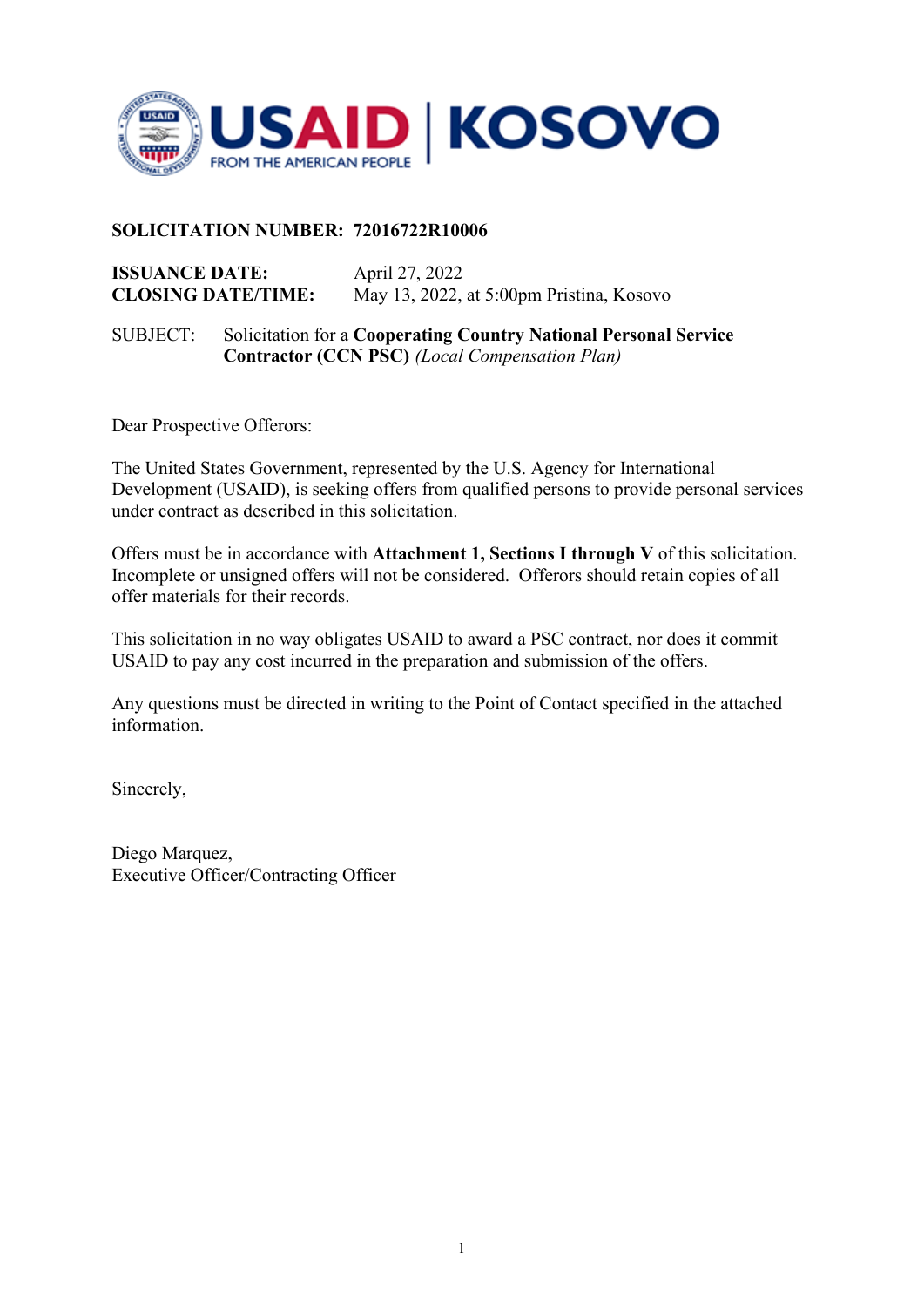USAID | KOSOVO
FROM THE AMERICAN PEOPLE

**SOLICITATION NUMBER: 72016722R10006**

**ISSUANCE DATE:** April 27, 2022
**CLOSING DATE/TIME:** May 13, 2022, at 5:00pm Pristina, Kosovo

SUBJECT: Solicitation for a **Cooperating Country National Personal Service Contractor (CCN PSC)** *(Local Compensation Plan)*

Dear Prospective Offerors:

The United States Government, represented by the U.S. Agency for International Development (USAID), is seeking offers from qualified persons to provide personal services under contract as described in this solicitation.

Offers must be in accordance with **Attachment 1, Sections I through V** of this solicitation. Incomplete or unsigned offers will not be considered. Offerors should retain copies of all offer materials for their records.

This solicitation in no way obligates USAID to award a PSC contract, nor does it commit USAID to pay any cost incurred in the preparation and submission of the offers.

Any questions must be directed in writing to the Point of Contact specified in the attached information.

Sincerely,

Diego Marquez,
Executive Officer/Contracting Officer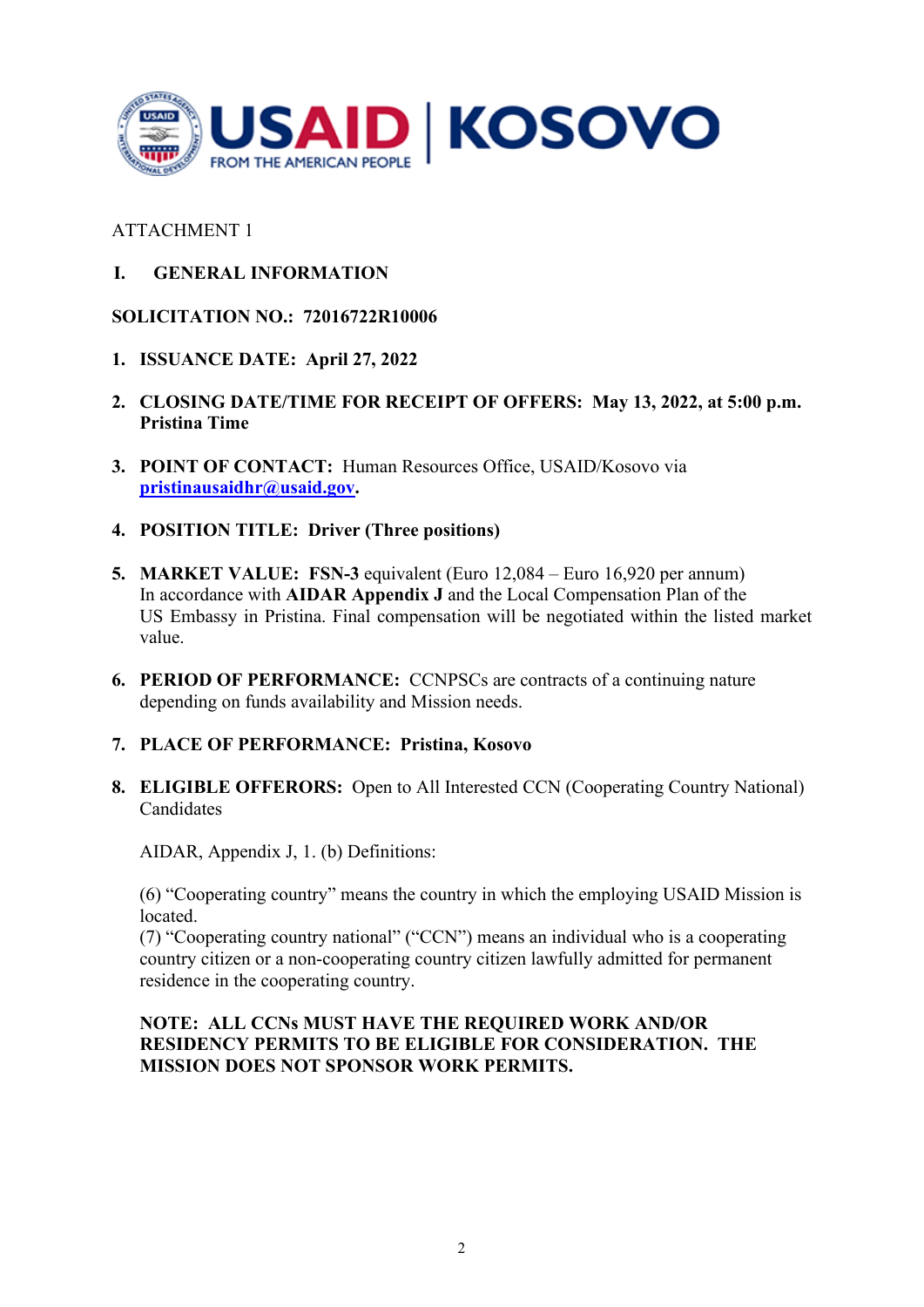USAID | KOSOVO
FROM THE AMERICAN PEOPLE

ATTACHMENT 1

## I. GENERAL INFORMATION

**SOLICITATION NO.: 72016722R10006**

1. **ISSUANCE DATE: April 27, 2022**

2. **CLOSING DATE/TIME FOR RECEIPT OF OFFERS: May 13, 2022, at 5:00 p.m. Pristina Time**

3. **POINT OF CONTACT:** Human Resources Office, USAID/Kosovo via **pristinausaidhr@usaid.gov**.

4. **POSITION TITLE: Driver (Three positions)**

5. **MARKET VALUE: FSN-3** equivalent (Euro 12,084 – Euro 16,920 per annum) In accordance with **AIDAR Appendix J** and the Local Compensation Plan of the US Embassy in Pristina. Final compensation will be negotiated within the listed market value.

6. **PERIOD OF PERFORMANCE:** CCNPSCs are contracts of a continuing nature depending on funds availability and Mission needs.

7. **PLACE OF PERFORMANCE: Pristina, Kosovo**

8. **ELIGIBLE OFFERORS:** Open to All Interested CCN (Cooperating Country National) Candidates

   AIDAR, Appendix J, 1. (b) Definitions:

   (6) "Cooperating country" means the country in which the employing USAID Mission is located.
   (7) "Cooperating country national" ("CCN") means an individual who is a cooperating country citizen or a non-cooperating country citizen lawfully admitted for permanent residence in the cooperating country.

   **NOTE: ALL CCNs MUST HAVE THE REQUIRED WORK AND/OR RESIDENCY PERMITS TO BE ELIGIBLE FOR CONSIDERATION. THE MISSION DOES NOT SPONSOR WORK PERMITS.**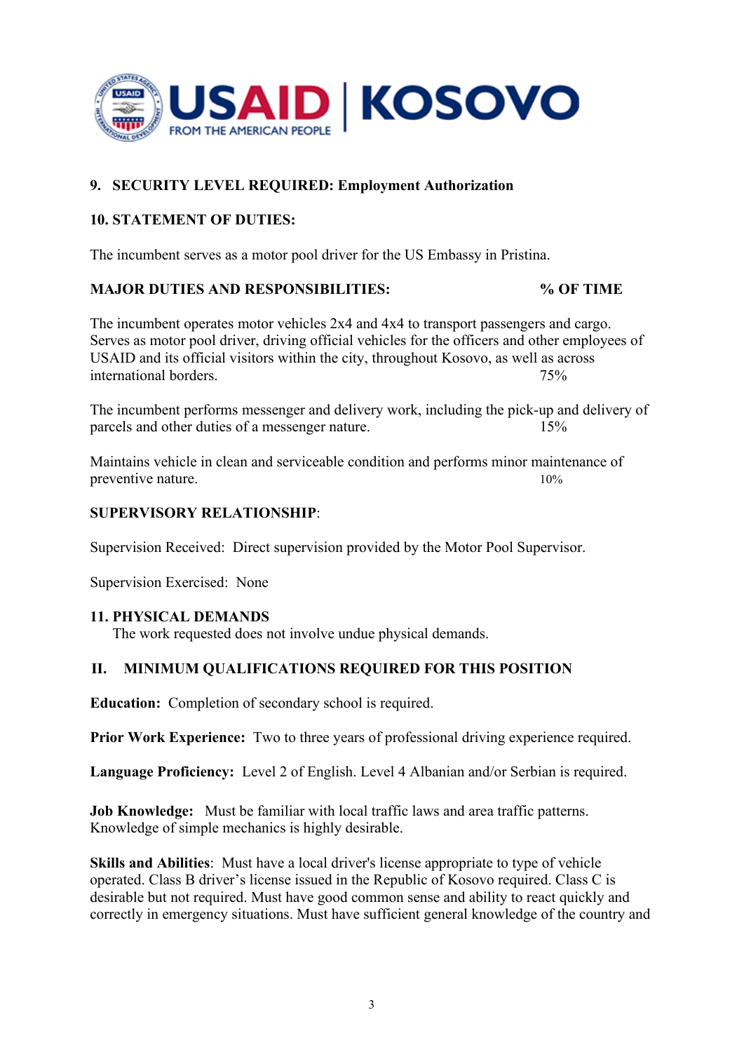**9. SECURITY LEVEL REQUIRED: Employment Authorization**

**10. STATEMENT OF DUTIES:**

The incumbent serves as a motor pool driver for the US Embassy in Pristina.

**MAJOR DUTIES AND RESPONSIBILITIES: % OF TIME**

The incumbent operates motor vehicles 2x4 and 4x4 to transport passengers and cargo. Serves as motor pool driver, driving official vehicles for the officers and other employees of USAID and its official visitors within the city, throughout Kosovo, as well as across international borders. 75%

The incumbent performs messenger and delivery work, including the pick-up and delivery of parcels and other duties of a messenger nature. 15%

Maintains vehicle in clean and serviceable condition and performs minor maintenance of preventive nature. 10%

**SUPERVISORY RELATIONSHIP**:

Supervision Received: Direct supervision provided by the Motor Pool Supervisor.

Supervision Exercised: None

**11. PHYSICAL DEMANDS**

The work requested does not involve undue physical demands.

## II. MINIMUM QUALIFICATIONS REQUIRED FOR THIS POSITION

**Education:** Completion of secondary school is required.

**Prior Work Experience:** Two to three years of professional driving experience required.

**Language Proficiency:** Level 2 of English. Level 4 Albanian and/or Serbian is required.

**Job Knowledge:** Must be familiar with local traffic laws and area traffic patterns. Knowledge of simple mechanics is highly desirable.

**Skills and Abilities**: Must have a local driver's license appropriate to type of vehicle operated. Class B driver's license issued in the Republic of Kosovo required. Class C is desirable but not required. Must have good common sense and ability to react quickly and correctly in emergency situations. Must have sufficient general knowledge of the country and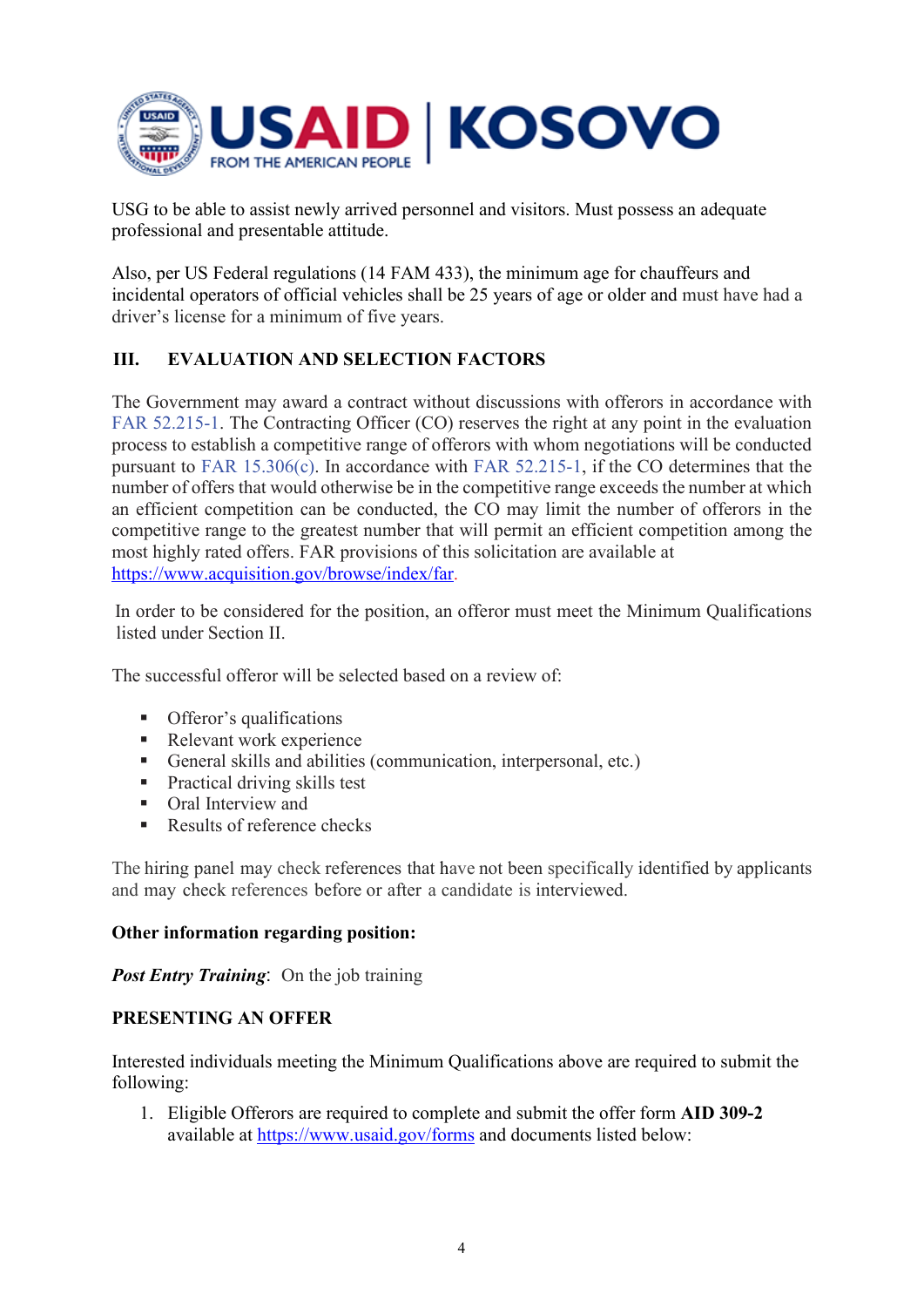USG to be able to assist newly arrived personnel and visitors. Must possess an adequate professional and presentable attitude.

Also, per US Federal regulations (14 FAM 433), the minimum age for chauffeurs and incidental operators of official vehicles shall be 25 years of age or older and must have had a driver's license for a minimum of five years.

## III. EVALUATION AND SELECTION FACTORS

The Government may award a contract without discussions with offerors in accordance with FAR 52.215-1. The Contracting Officer (CO) reserves the right at any point in the evaluation process to establish a competitive range of offerors with whom negotiations will be conducted pursuant to FAR 15.306(c). In accordance with FAR 52.215-1, if the CO determines that the number of offers that would otherwise be in the competitive range exceeds the number at which an efficient competition can be conducted, the CO may limit the number of offerors in the competitive range to the greatest number that will permit an efficient competition among the most highly rated offers. FAR provisions of this solicitation are available at https://www.acquisition.gov/browse/index/far.

In order to be considered for the position, an offeror must meet the Minimum Qualifications listed under Section II.

The successful offeror will be selected based on a review of:

- Offeror's qualifications
- Relevant work experience
- General skills and abilities (communication, interpersonal, etc.)
- Practical driving skills test
- Oral Interview and
- Results of reference checks

The hiring panel may check references that have not been specifically identified by applicants and may check references before or after a candidate is interviewed.

**Other information regarding position:**

***Post Entry Training***: On the job training

**PRESENTING AN OFFER**

Interested individuals meeting the Minimum Qualifications above are required to submit the following:

1. Eligible Offerors are required to complete and submit the offer form **AID 309-2** available at https://www.usaid.gov/forms and documents listed below: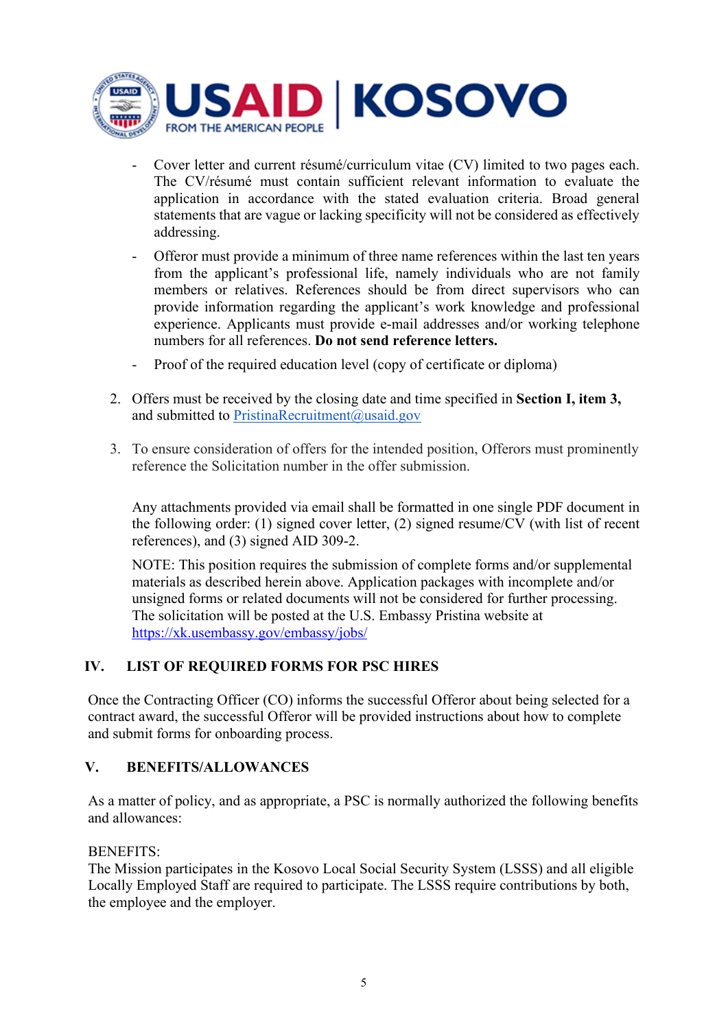- Cover letter and current résumé/curriculum vitae (CV) limited to two pages each. The CV/résumé must contain sufficient relevant information to evaluate the application in accordance with the stated evaluation criteria. Broad general statements that are vague or lacking specificity will not be considered as effectively addressing.
- Offeror must provide a minimum of three name references within the last ten years from the applicant's professional life, namely individuals who are not family members or relatives. References should be from direct supervisors who can provide information regarding the applicant's work knowledge and professional experience. Applicants must provide e-mail addresses and/or working telephone numbers for all references. **Do not send reference letters.**
- Proof of the required education level (copy of certificate or diploma)

2. Offers must be received by the closing date and time specified in **Section I, item 3,** and submitted to PristinaRecruitment@usaid.gov

3. To ensure consideration of offers for the intended position, Offerors must prominently reference the Solicitation number in the offer submission.

   Any attachments provided via email shall be formatted in one single PDF document in the following order: (1) signed cover letter, (2) signed resume/CV (with list of recent references), and (3) signed AID 309-2.

   NOTE: This position requires the submission of complete forms and/or supplemental materials as described herein above. Application packages with incomplete and/or unsigned forms or related documents will not be considered for further processing. The solicitation will be posted at the U.S. Embassy Pristina website at https://xk.usembassy.gov/embassy/jobs/

## IV. LIST OF REQUIRED FORMS FOR PSC HIRES

Once the Contracting Officer (CO) informs the successful Offeror about being selected for a contract award, the successful Offeror will be provided instructions about how to complete and submit forms for onboarding process.

## V. BENEFITS/ALLOWANCES

As a matter of policy, and as appropriate, a PSC is normally authorized the following benefits and allowances:

BENEFITS:
The Mission participates in the Kosovo Local Social Security System (LSSS) and all eligible Locally Employed Staff are required to participate. The LSSS require contributions by both, the employee and the employer.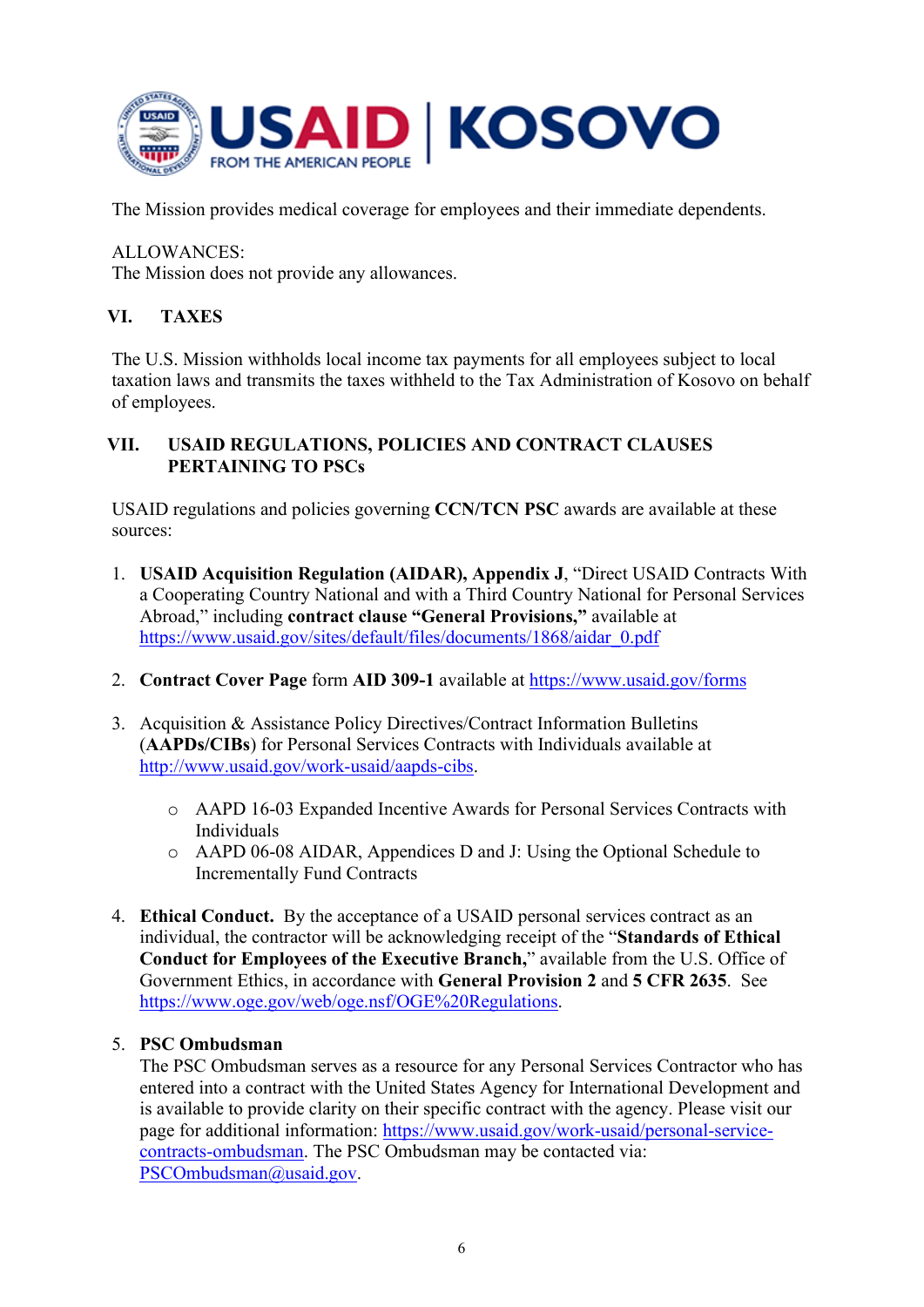The Mission provides medical coverage for employees and their immediate dependents.

ALLOWANCES:
The Mission does not provide any allowances.

## VI. TAXES

The U.S. Mission withholds local income tax payments for all employees subject to local taxation laws and transmits the taxes withheld to the Tax Administration of Kosovo on behalf of employees.

## VII. USAID REGULATIONS, POLICIES AND CONTRACT CLAUSES PERTAINING TO PSCs

USAID regulations and policies governing **CCN/TCN PSC** awards are available at these sources:

1. **USAID Acquisition Regulation (AIDAR), Appendix J**, "Direct USAID Contracts With a Cooperating Country National and with a Third Country National for Personal Services Abroad," including **contract clause "General Provisions,"** available at https://www.usaid.gov/sites/default/files/documents/1868/aidar_0.pdf

2. **Contract Cover Page** form **AID 309-1** available at https://www.usaid.gov/forms

3. Acquisition & Assistance Policy Directives/Contract Information Bulletins (**AAPDs/CIBs**) for Personal Services Contracts with Individuals available at http://www.usaid.gov/work-usaid/aapds-cibs.

   - AAPD 16-03 Expanded Incentive Awards for Personal Services Contracts with Individuals
   - AAPD 06-08 AIDAR, Appendices D and J: Using the Optional Schedule to Incrementally Fund Contracts

4. **Ethical Conduct.** By the acceptance of a USAID personal services contract as an individual, the contractor will be acknowledging receipt of the "**Standards of Ethical Conduct for Employees of the Executive Branch,**" available from the U.S. Office of Government Ethics, in accordance with **General Provision 2** and **5 CFR 2635**. See https://www.oge.gov/web/oge.nsf/OGE%20Regulations.

5. **PSC Ombudsman**
   The PSC Ombudsman serves as a resource for any Personal Services Contractor who has entered into a contract with the United States Agency for International Development and is available to provide clarity on their specific contract with the agency. Please visit our page for additional information: https://www.usaid.gov/work-usaid/personal-service-contracts-ombudsman. The PSC Ombudsman may be contacted via: PSCOmbudsman@usaid.gov.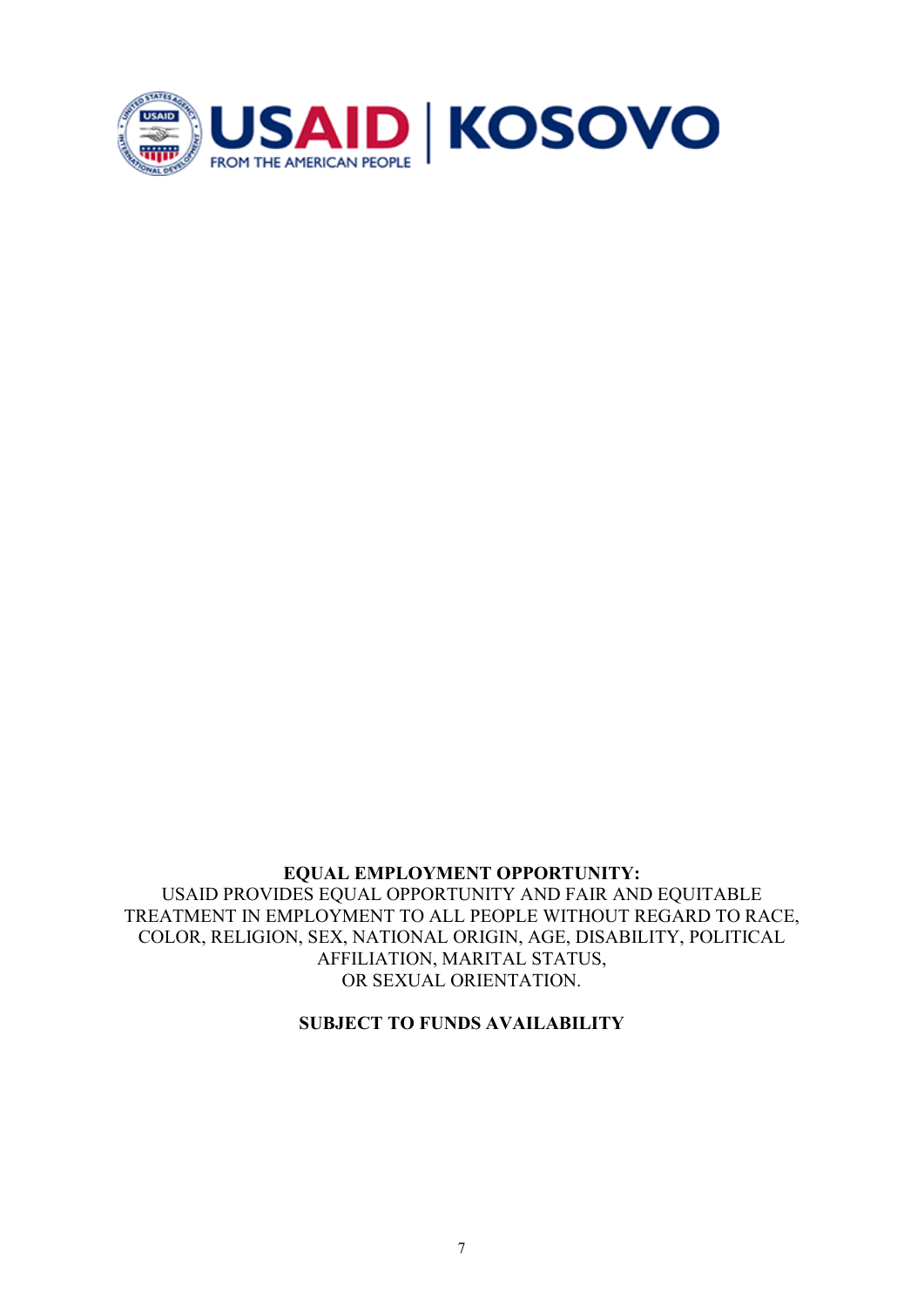**EQUAL EMPLOYMENT OPPORTUNITY:**
USAID PROVIDES EQUAL OPPORTUNITY AND FAIR AND EQUITABLE TREATMENT IN EMPLOYMENT TO ALL PEOPLE WITHOUT REGARD TO RACE, COLOR, RELIGION, SEX, NATIONAL ORIGIN, AGE, DISABILITY, POLITICAL AFFILIATION, MARITAL STATUS, OR SEXUAL ORIENTATION.

**SUBJECT TO FUNDS AVAILABILITY**